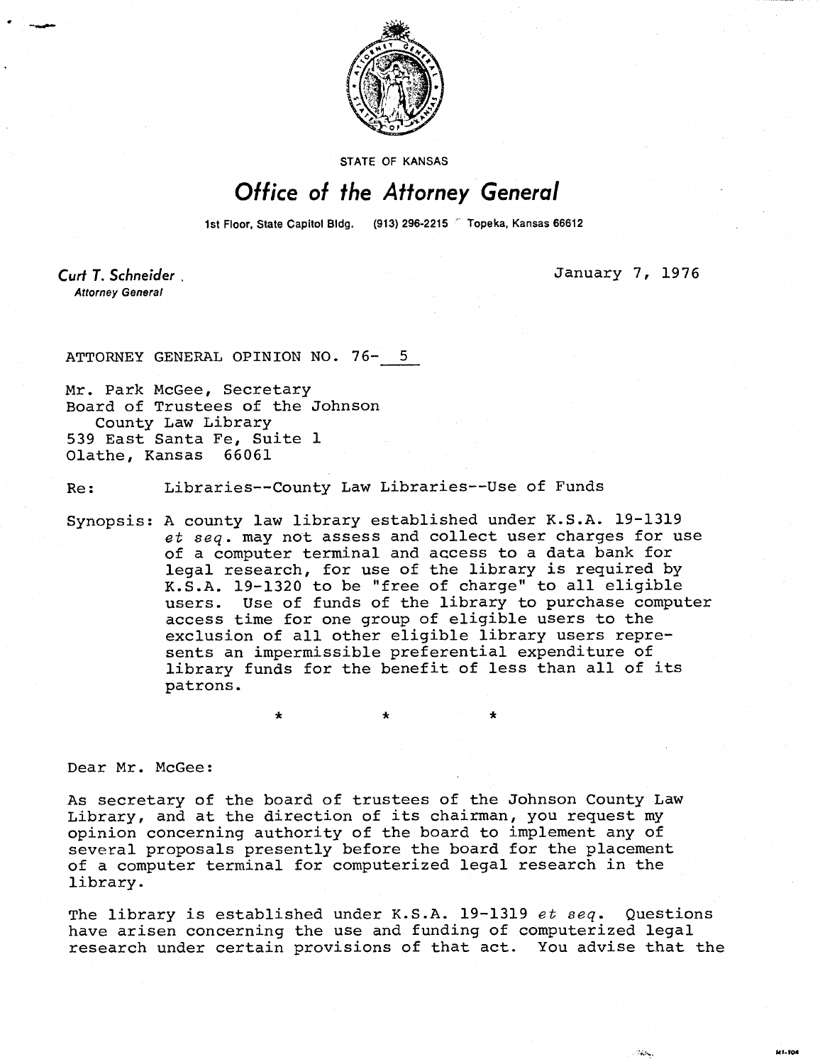STATE OF KANSAS

# Office of the Attorney General

1st Floor, State Capitol Bldg. (913) 296-2215 Topeka, Kansas 66612

*Curt T. Schneider*
Attorney General

January 7, 1976

ATTORNEY GENERAL OPINION NO. 76- 5

Mr. Park McGee, Secretary
Board of Trustees of the Johnson
County Law Library
539 East Santa Fe, Suite 1
Olathe, Kansas 66061

Re: Libraries--County Law Libraries--Use of Funds

Synopsis: A county law library established under K.S.A. 19-1319 *et seq*. may not assess and collect user charges for use of a computer terminal and access to a data bank for legal research, for use of the library is required by K.S.A. 19-1320 to be "free of charge" to all eligible users. Use of funds of the library to purchase computer access time for one group of eligible users to the exclusion of all other eligible library users represents an impermissible preferential expenditure of library funds for the benefit of less than all of its patrons.

\* \* \*

Dear Mr. McGee:

As secretary of the board of trustees of the Johnson County Law Library, and at the direction of its chairman, you request my opinion concerning authority of the board to implement any of several proposals presently before the board for the placement of a computer terminal for computerized legal research in the library.

The library is established under K.S.A. 19-1319 *et seq*. Questions have arisen concerning the use and funding of computerized legal research under certain provisions of that act. You advise that the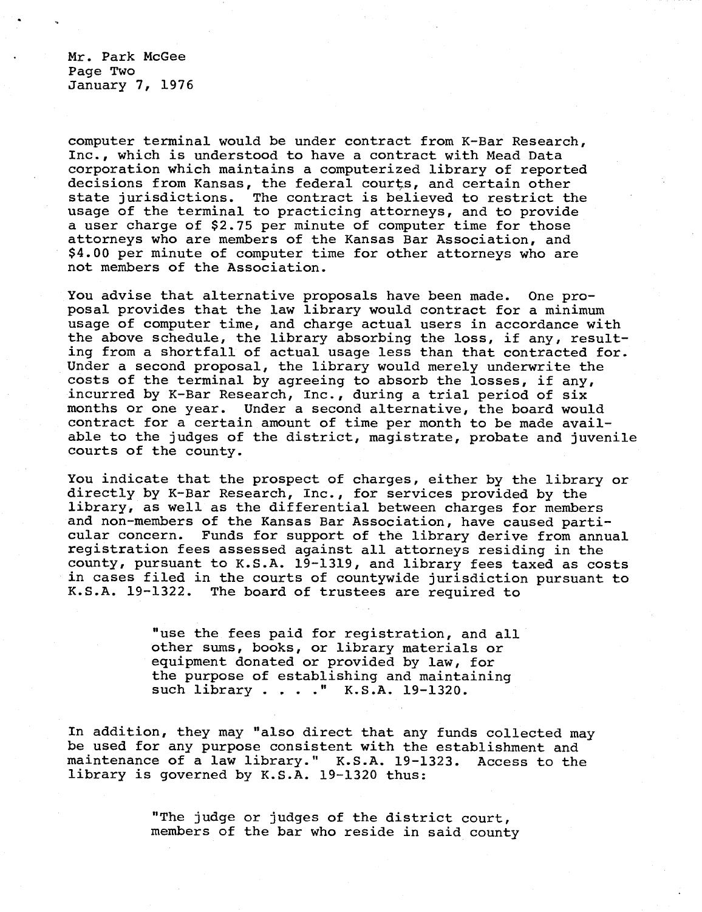computer terminal would be under contract from K-Bar Research, Inc., which is understood to have a contract with Mead Data corporation which maintains a computerized library of reported decisions from Kansas, the federal courts, and certain other state jurisdictions. The contract is believed to restrict the usage of the terminal to practicing attorneys, and to provide a user charge of $2.75 per minute of computer time for those attorneys who are members of the Kansas Bar Association, and $4.00 per minute of computer time for other attorneys who are not members of the Association.

You advise that alternative proposals have been made. One proposal provides that the law library would contract for a minimum usage of computer time, and charge actual users in accordance with the above schedule, the library absorbing the loss, if any, resulting from a shortfall of actual usage less than that contracted for. Under a second proposal, the library would merely underwrite the costs of the terminal by agreeing to absorb the losses, if any, incurred by K-Bar Research, Inc., during a trial period of six months or one year. Under a second alternative, the board would contract for a certain amount of time per month to be made available to the judges of the district, magistrate, probate and juvenile courts of the county.

You indicate that the prospect of charges, either by the library or directly by K-Bar Research, Inc., for services provided by the library, as well as the differential between charges for members and non-members of the Kansas Bar Association, have caused particular concern. Funds for support of the library derive from annual registration fees assessed against all attorneys residing in the county, pursuant to K.S.A. 19-1319, and library fees taxed as costs in cases filed in the courts of countywide jurisdiction pursuant to K.S.A. 19-1322. The board of trustees are required to

> "use the fees paid for registration, and all other sums, books, or library materials or equipment donated or provided by law, for the purpose of establishing and maintaining such library . . . ." K.S.A. 19-1320.

In addition, they may "also direct that any funds collected may be used for any purpose consistent with the establishment and maintenance of a law library." K.S.A. 19-1323. Access to the library is governed by K.S.A. 19-1320 thus:

> "The judge or judges of the district court, members of the bar who reside in said county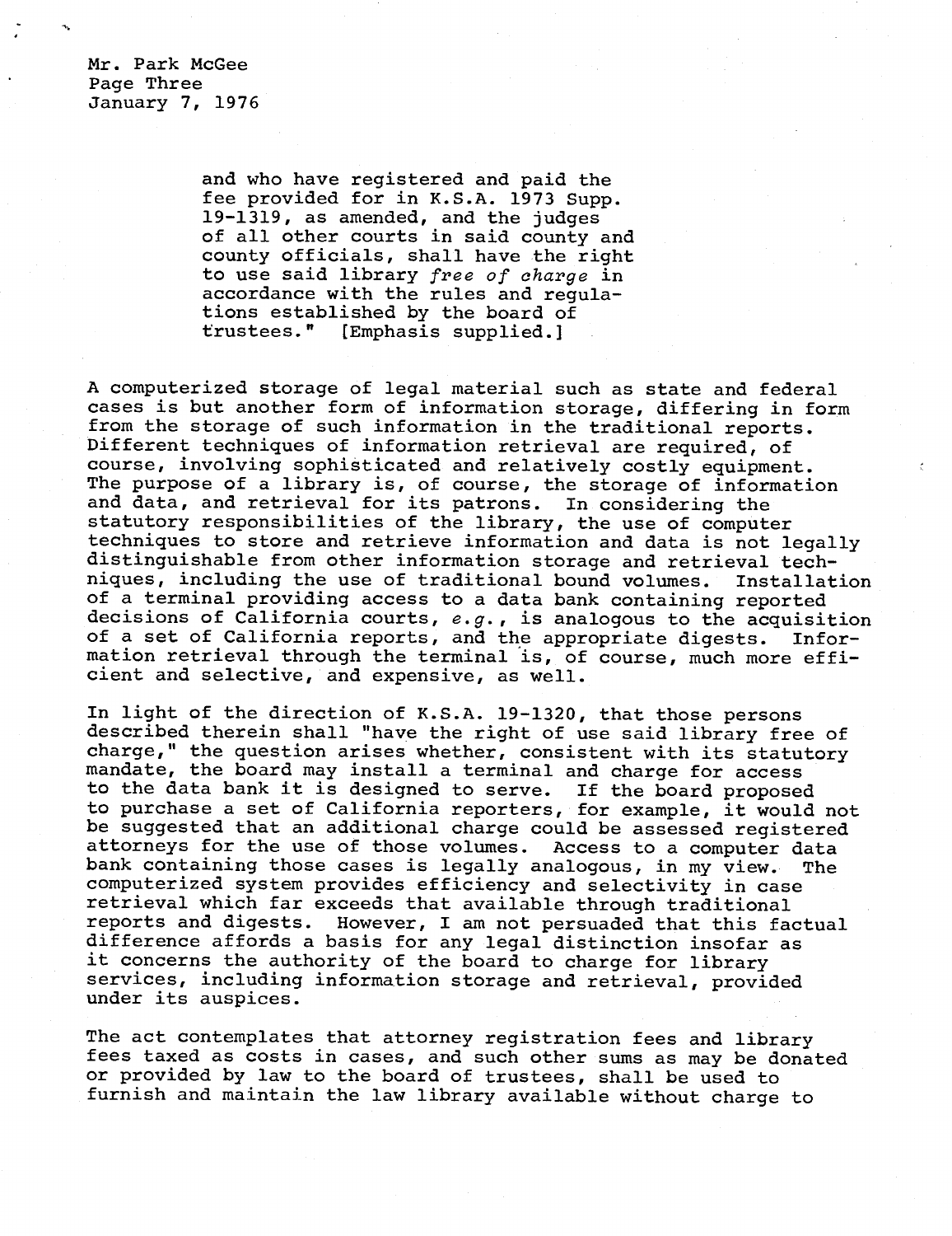and who have registered and paid the fee provided for in K.S.A. 1973 Supp. 19-1319, as amended, and the judges of all other courts in said county and county officials, shall have the right to use said library *free of charge* in accordance with the rules and regulations established by the board of trustees." [Emphasis supplied.]

A computerized storage of legal material such as state and federal cases is but another form of information storage, differing in form from the storage of such information in the traditional reports. Different techniques of information retrieval are required, of course, involving sophisticated and relatively costly equipment. The purpose of a library is, of course, the storage of information and data, and retrieval for its patrons. In considering the statutory responsibilities of the library, the use of computer techniques to store and retrieve information and data is not legally distinguishable from other information storage and retrieval techniques, including the use of traditional bound volumes. Installation of a terminal providing access to a data bank containing reported decisions of California courts, *e.g.*, is analogous to the acquisition of a set of California reports, and the appropriate digests. Information retrieval through the terminal is, of course, much more efficient and selective, and expensive, as well.

In light of the direction of K.S.A. 19-1320, that those persons described therein shall "have the right of use said library free of charge," the question arises whether, consistent with its statutory mandate, the board may install a terminal and charge for access to the data bank it is designed to serve. If the board proposed to purchase a set of California reporters, for example, it would not be suggested that an additional charge could be assessed registered attorneys for the use of those volumes. Access to a computer data bank containing those cases is legally analogous, in my view. The computerized system provides efficiency and selectivity in case retrieval which far exceeds that available through traditional reports and digests. However, I am not persuaded that this factual difference affords a basis for any legal distinction insofar as it concerns the authority of the board to charge for library services, including information storage and retrieval, provided under its auspices.

The act contemplates that attorney registration fees and library fees taxed as costs in cases, and such other sums as may be donated or provided by law to the board of trustees, shall be used to furnish and maintain the law library available without charge to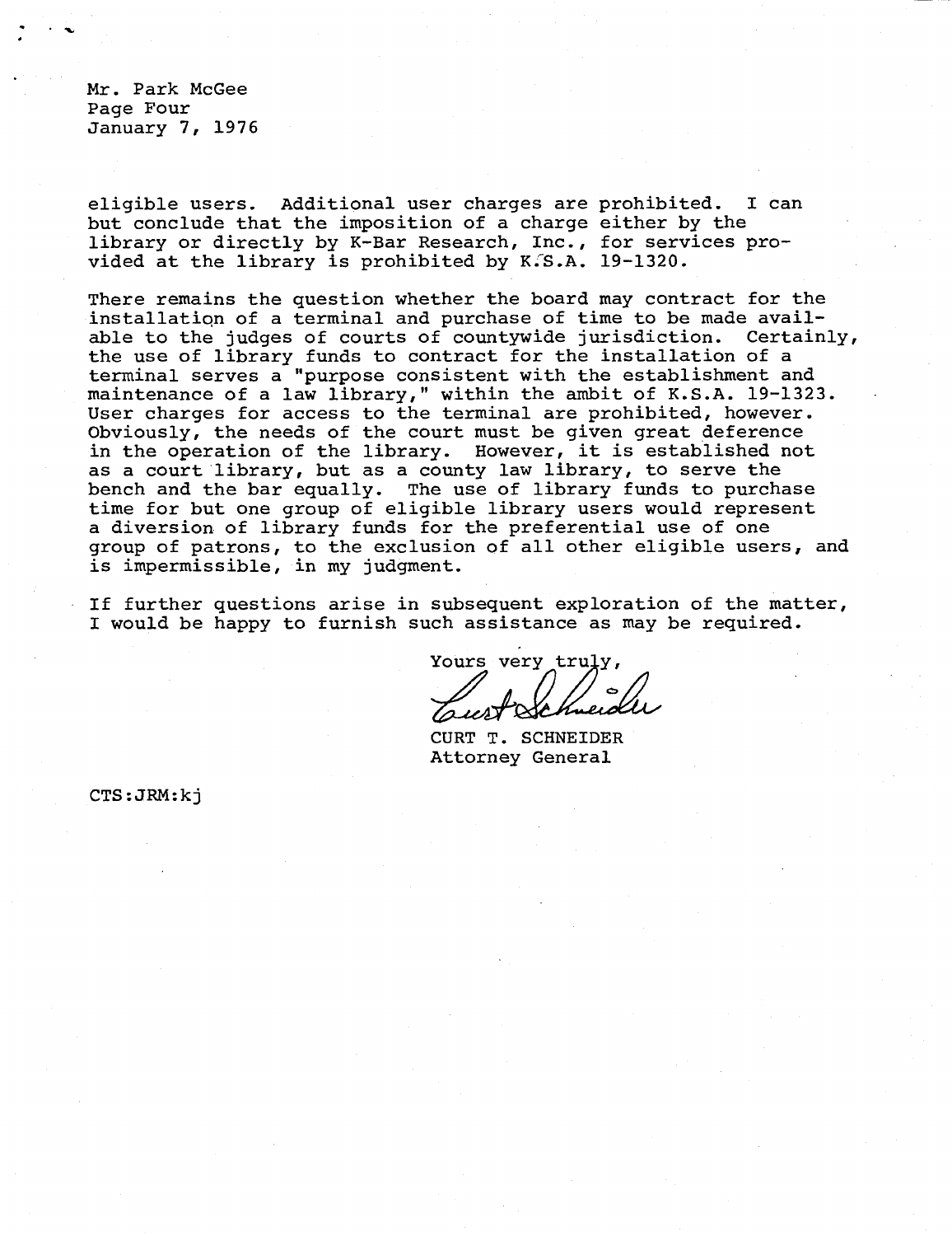eligible users. Additional user charges are prohibited. I can but conclude that the imposition of a charge either by the library or directly by K-Bar Research, Inc., for services provided at the library is prohibited by K.S.A. 19-1320.

There remains the question whether the board may contract for the installation of a terminal and purchase of time to be made available to the judges of courts of countywide jurisdiction. Certainly, the use of library funds to contract for the installation of a terminal serves a "purpose consistent with the establishment and maintenance of a law library," within the ambit of K.S.A. 19-1323. User charges for access to the terminal are prohibited, however. Obviously, the needs of the court must be given great deference in the operation of the library. However, it is established not as a court library, but as a county law library, to serve the bench and the bar equally. The use of library funds to purchase time for but one group of eligible library users would represent a diversion of library funds for the preferential use of one group of patrons, to the exclusion of all other eligible users, and is impermissible, in my judgment.

If further questions arise in subsequent exploration of the matter, I would be happy to furnish such assistance as may be required.

Yours very truly,

Curt Schneider

CURT T. SCHNEIDER
Attorney General

CTS:JRM:kj